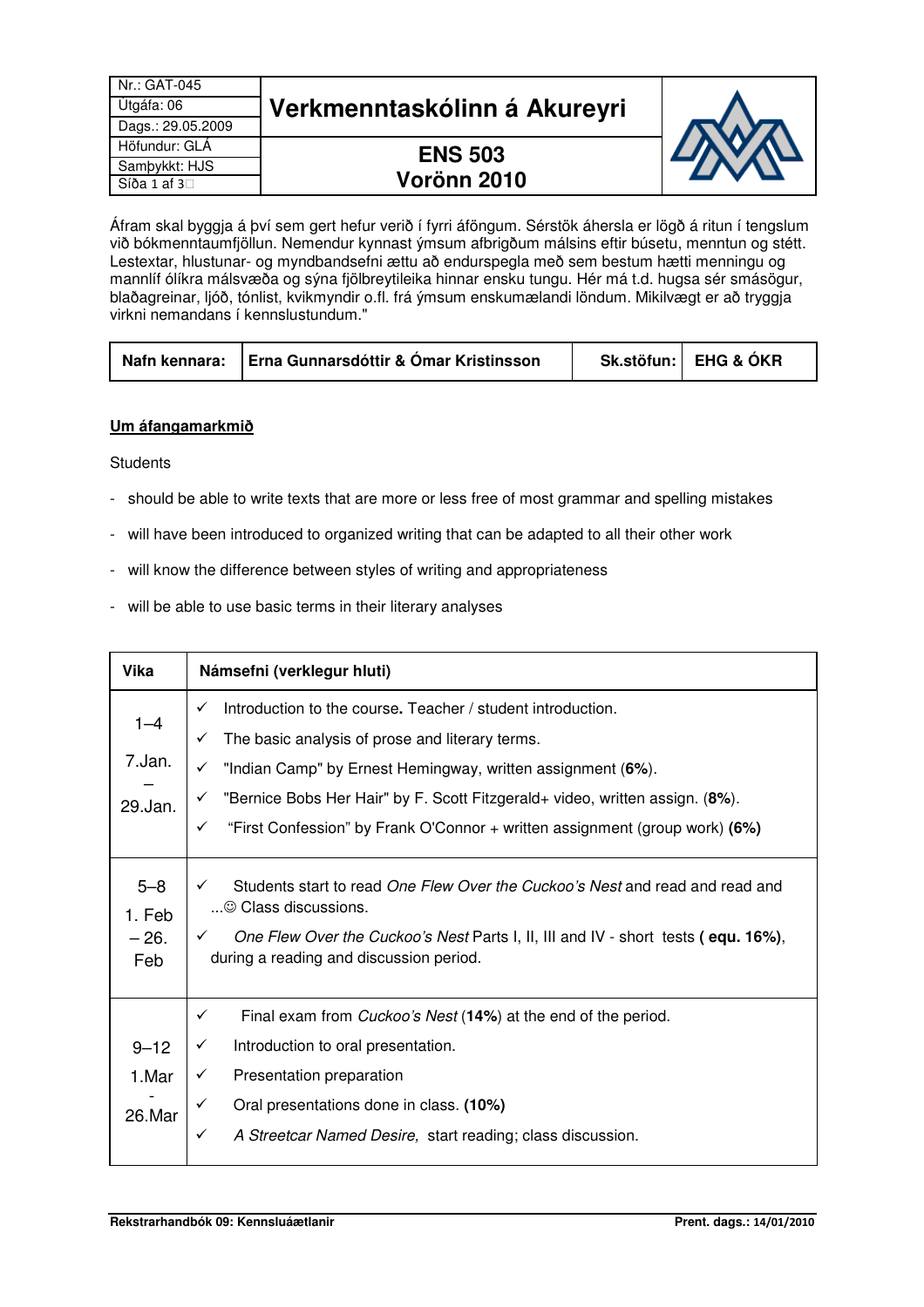| Nr.: GAT-045 | Verkmenntaskólinn á Akureyri |
|---|---|
| Útgáfa: 06 | |
| Dags.: 29.05.2009 | |
| Höfundur: GLÁ | **ENS 503** |
| Samþykkt: HJS | **Vorönn 2010** |

Áfram skal byggja á því sem gert hefur verið í fyrri áföngum. Sérstök áhersla er lögð á ritun í tengslum við bókmenntaumfjöllun. Nemendur kynnast ýmsum afbrigðum málsins eftir búsetu, menntun og stétt. Lestextar, hlustunar- og myndbandsefni ættu að endurspegla með sem bestum hætti menningu og mannlíf ólíkra málsvæða og sýna fjölbreytileika hinnar ensku tungu. Hér má t.d. hugsa sér smásögur, blaðagreinar, ljóð, tónlist, kvikmyndir o.fl. frá ýmsum enskumælandi löndum. Mikilvægt er að tryggja virkni nemandans í kennslustundum."

| **Nafn kennara:** | **Erna Gunnarsdóttir & Ómar Kristinsson** | **Sk.stöfun:** | **EHG & ÓKR** |
|---|---|---|---|

**<u>Um áfangamarkmið</u>**

Students

- should be able to write texts that are more or less free of most grammar and spelling mistakes
- will have been introduced to organized writing that can be adapted to all their other work
- will know the difference between styles of writing and appropriateness
- will be able to use basic terms in their literary analyses

| Vika | Námsefni (verklegur hluti) |
|---|---|
| 1–4<br>7.Jan.<br>–<br>29.Jan. | ✓ Introduction to the course. Teacher / student introduction.<br>✓ The basic analysis of prose and literary terms.<br>✓ "Indian Camp" by Ernest Hemingway, written assignment (**6%**).<br>✓ "Bernice Bobs Her Hair" by F. Scott Fitzgerald+ video, written assign. (**8%**).<br>✓ "First Confession" by Frank O'Connor + written assignment (group work) **(6%)** |
| 5–8<br>1. Feb<br>– 26.<br>Feb | ✓ Students start to read *One Flew Over the Cuckoo's Nest* and read and read and ...☺ Class discussions.<br>✓ *One Flew Over the Cuckoo's Nest* Parts I, II, III and IV - short tests **( equ. 16%)**, during a reading and discussion period. |
| 9–12<br>1.Mar<br>-<br>26.Mar | ✓ Final exam from *Cuckoo's Nest* (**14%**) at the end of the period.<br>✓ Introduction to oral presentation.<br>✓ Presentation preparation<br>✓ Oral presentations done in class. **(10%)**<br>✓ *A Streetcar Named Desire,* start reading; class discussion. |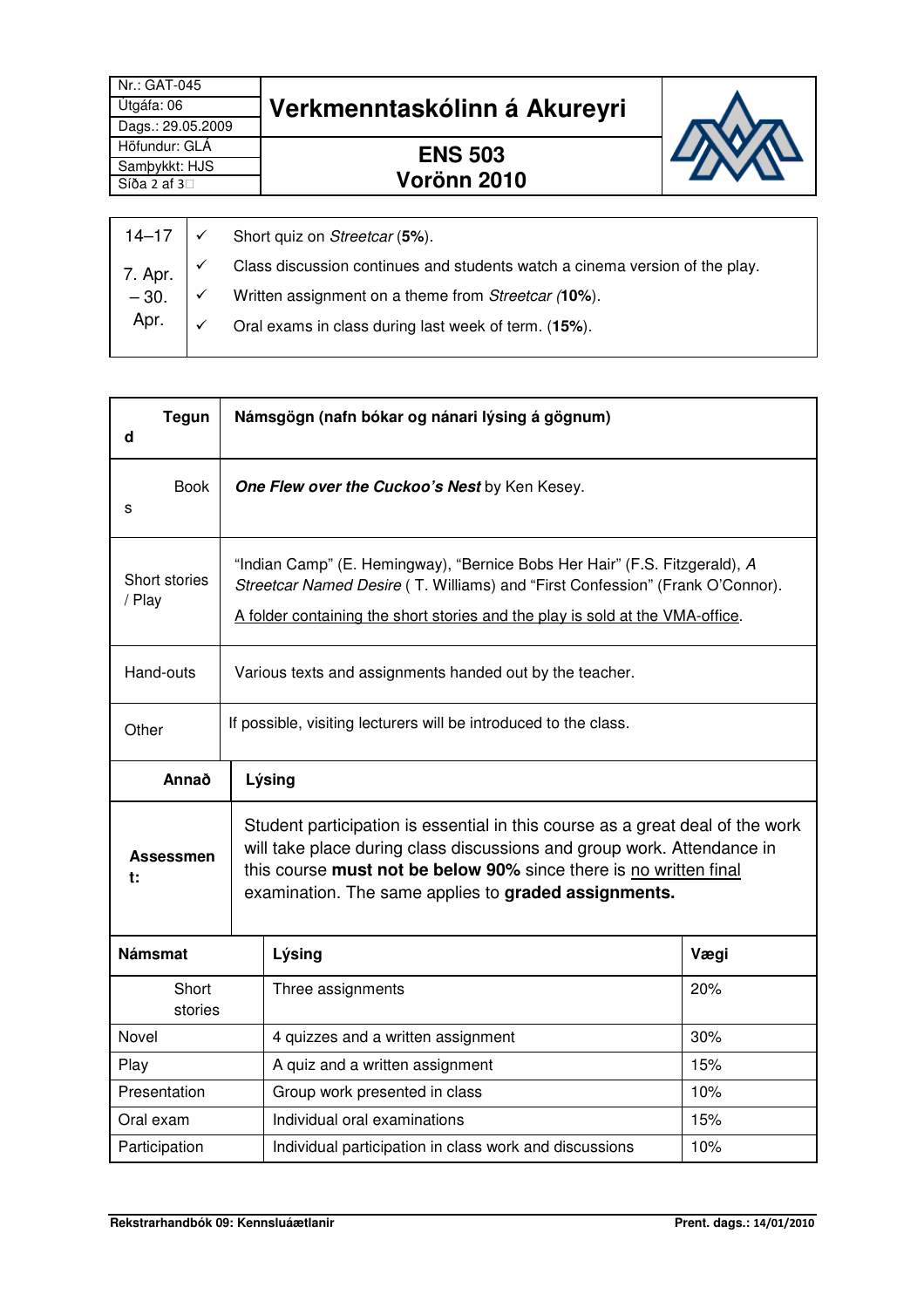| 14–17 7. Apr. – 30. Apr. | ✓ | Short quiz on *Streetcar* (**5%**). |
|---|---|---|
| | ✓ | Class discussion continues and students watch a cinema version of the play. |
| | ✓ | Written assignment on a theme from *Streetcar (***10%**). |
| | ✓ | Oral exams in class during last week of term. (**15%**). |

| **Tegund** | **Námsgögn (nafn bókar og nánari lýsing á gögnum)** |
|---|---|
| Books | ***One Flew over the Cuckoo's Nest*** by Ken Kesey. |
| Short stories / Play | "Indian Camp" (E. Hemingway), "Bernice Bobs Her Hair" (F.S. Fitzgerald), *A Streetcar Named Desire* ( T. Williams) and "First Confession" (Frank O'Connor). A folder containing the short stories and the play is sold at the VMA-office. |
| Hand-outs | Various texts and assignments handed out by the teacher. |
| Other | If possible, visiting lecturers will be introduced to the class. |

| **Annað** | **Lýsing** |
|---|---|
| **Assessment:** | Student participation is essential in this course as a great deal of the work will take place during class discussions and group work. Attendance in this course **must not be below 90%** since there is no written final examination. The same applies to **graded assignments.** |

| **Námsmat** | **Lýsing** | **Vægi** |
|---|---|---|
| Short stories | Three assignments | 20% |
| Novel | 4 quizzes and a written assignment | 30% |
| Play | A quiz and a written assignment | 15% |
| Presentation | Group work presented in class | 10% |
| Oral exam | Individual oral examinations | 15% |
| Participation | Individual participation in class work and discussions | 10% |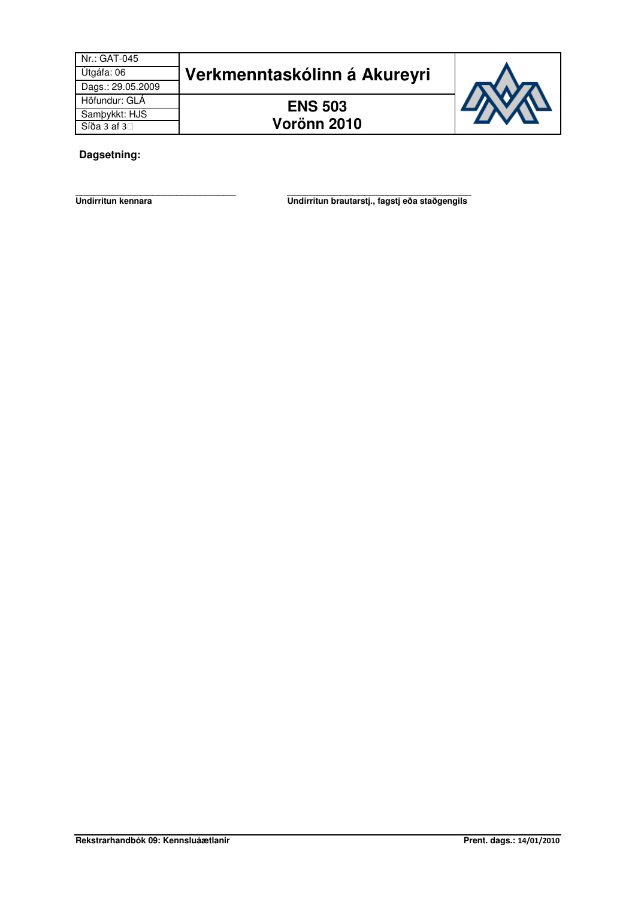**Dagsetning:**

\_\_\_\_\_\_\_\_\_\_\_\_\_\_\_\_\_\_\_\_\_\_\_\_\_\_\_\_\_\_\_\_

**Undirritun kennara**

\_\_\_\_\_\_\_\_\_\_\_\_\_\_\_\_\_\_\_\_\_\_\_\_\_\_\_\_\_\_\_\_\_\_\_\_\_

**Undirritun brautarstj., fagstj eða staðgengils**